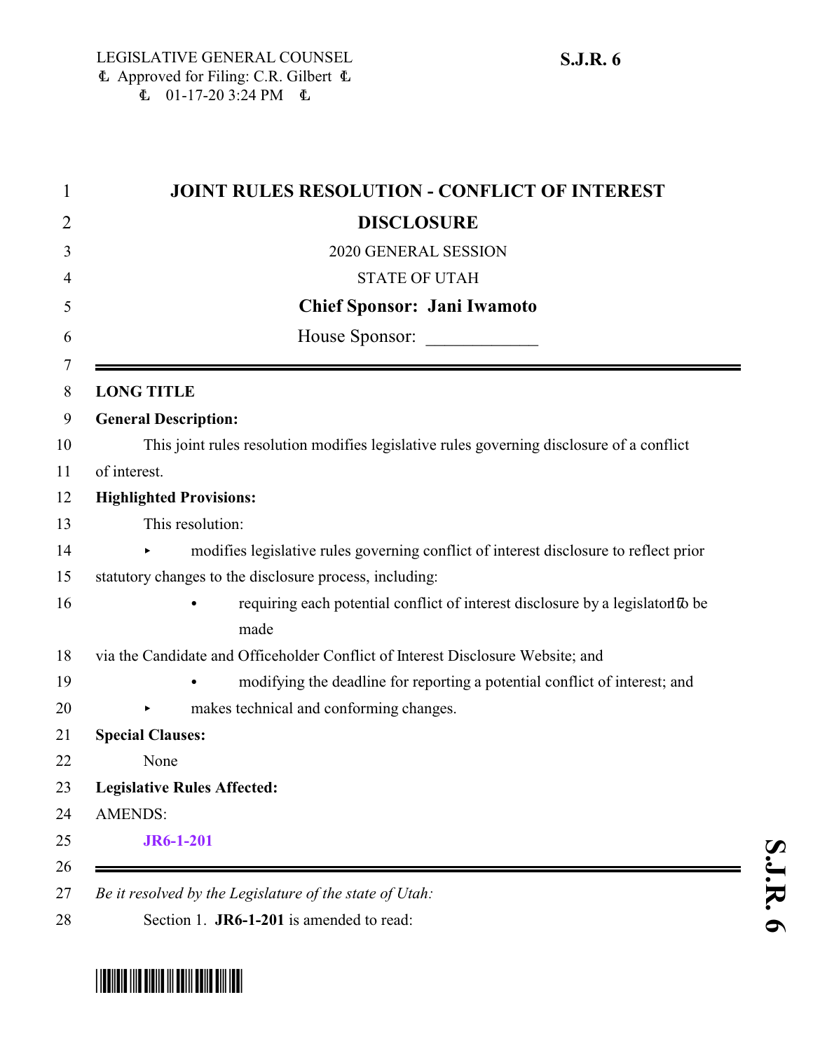LEGISLATIVE GENERAL COUNSEL
Approved for Filing: C.R. Gilbert
01-17-20 3:24 PM

**S.J.R. 6**

# JOINT RULES RESOLUTION - CONFLICT OF INTEREST DISCLOSURE

2020 GENERAL SESSION

STATE OF UTAH

**Chief Sponsor: Jani Iwamoto**

House Sponsor: ____________

---

**LONG TITLE**

**General Description:**

This joint rules resolution modifies legislative rules governing disclosure of a conflict of interest.

**Highlighted Provisions:**

This resolution:

- modifies legislative rules governing conflict of interest disclosure to reflect prior statutory changes to the disclosure process, including:
  - requiring each potential conflict of interest disclosure by a legislator to be made via the Candidate and Officeholder Conflict of Interest Disclosure Website; and
  - modifying the deadline for reporting a potential conflict of interest; and
- makes technical and conforming changes.

**Special Clauses:**

None

**Legislative Rules Affected:**

AMENDS:

**JR6-1-201**

---

*Be it resolved by the Legislature of the state of Utah:*

Section 1. **JR6-1-201** is amended to read: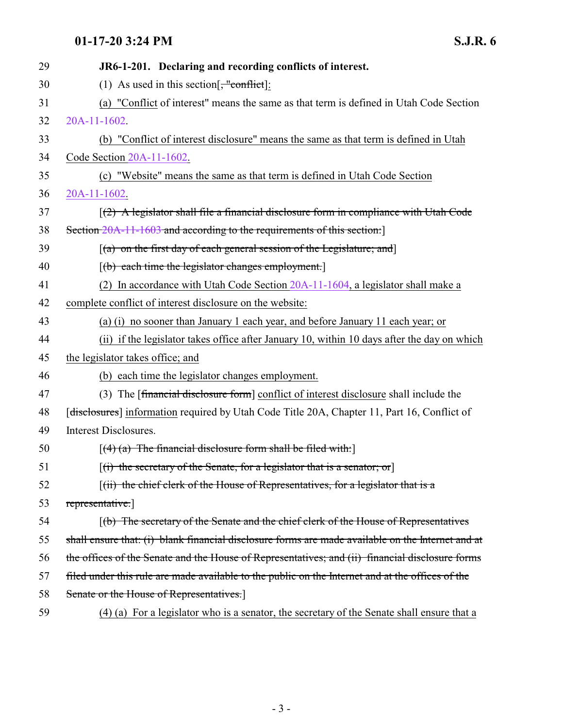**JR6-1-201. Declaring and recording conflicts of interest.**

(1) As used in this section[, "conflict]:

(a) "Conflict of interest" means the same as that term is defined in Utah Code Section 20A-11-1602.

(b) "Conflict of interest disclosure" means the same as that term is defined in Utah Code Section 20A-11-1602.

(c) "Website" means the same as that term is defined in Utah Code Section 20A-11-1602.

[(2) A legislator shall file a financial disclosure form in compliance with Utah Code Section 20A-11-1603 and according to the requirements of this section:]

[(a) on the first day of each general session of the Legislature; and]

[(b) each time the legislator changes employment.]

(2) In accordance with Utah Code Section 20A-11-1604, a legislator shall make a complete conflict of interest disclosure on the website:

(a) (i) no sooner than January 1 each year, and before January 11 each year; or

(ii) if the legislator takes office after January 10, within 10 days after the day on which the legislator takes office; and

(b) each time the legislator changes employment.

(3) The [financial disclosure form] conflict of interest disclosure shall include the [disclosures] information required by Utah Code Title 20A, Chapter 11, Part 16, Conflict of Interest Disclosures.

[(4) (a) The financial disclosure form shall be filed with:]

[(i) the secretary of the Senate, for a legislator that is a senator; or]

[(ii) the chief clerk of the House of Representatives, for a legislator that is a representative.]

[(b) The secretary of the Senate and the chief clerk of the House of Representatives shall ensure that: (i) blank financial disclosure forms are made available on the Internet and at the offices of the Senate and the House of Representatives; and (ii) financial disclosure forms filed under this rule are made available to the public on the Internet and at the offices of the Senate or the House of Representatives.]

(4) (a) For a legislator who is a senator, the secretary of the Senate shall ensure that a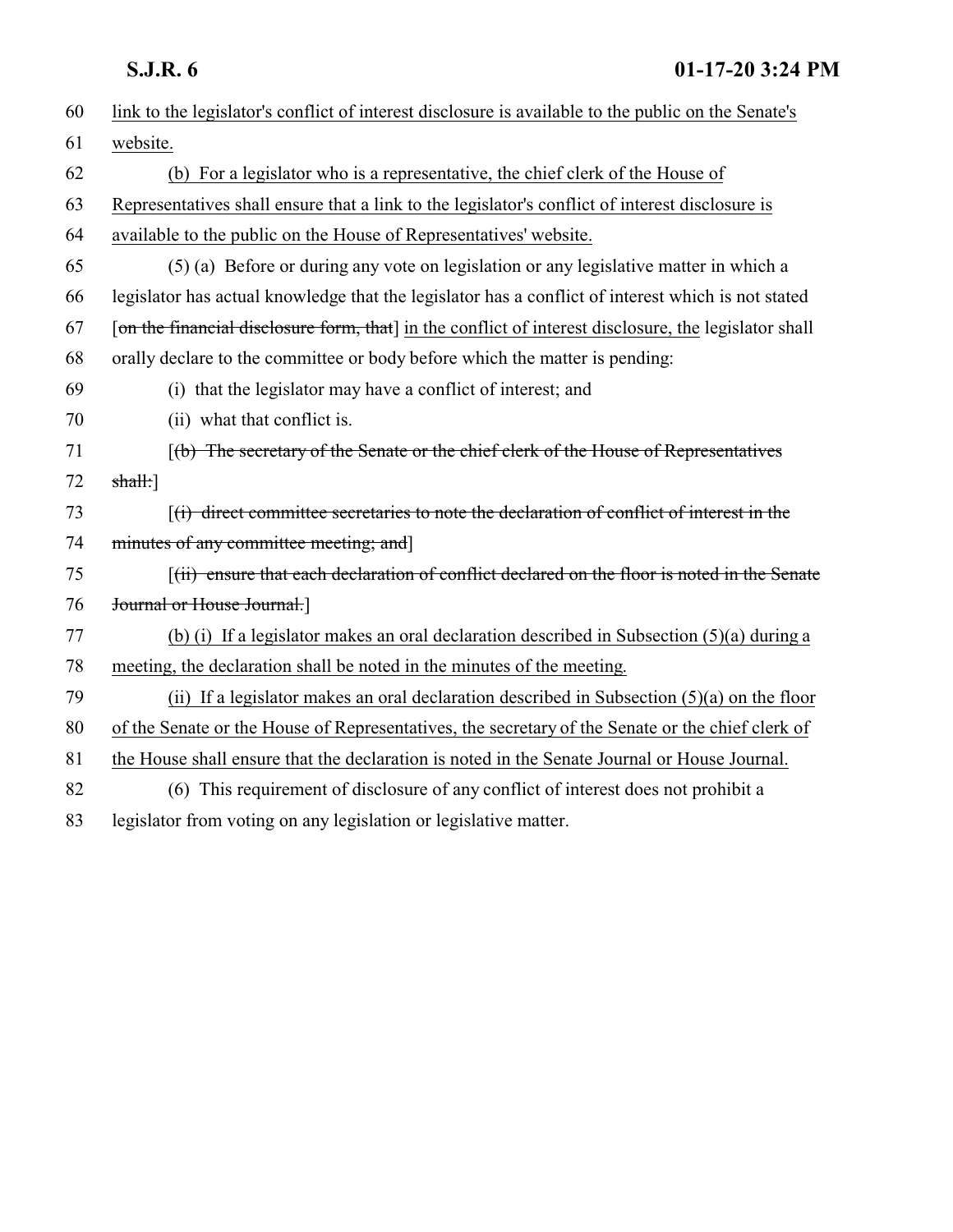link to the legislator's conflict of interest disclosure is available to the public on the Senate's website.

(b) For a legislator who is a representative, the chief clerk of the House of Representatives shall ensure that a link to the legislator's conflict of interest disclosure is available to the public on the House of Representatives' website.

(5) (a) Before or during any vote on legislation or any legislative matter in which a legislator has actual knowledge that the legislator has a conflict of interest which is not stated [~~on the financial disclosure form, that~~] in the conflict of interest disclosure, the legislator shall orally declare to the committee or body before which the matter is pending:

(i) that the legislator may have a conflict of interest; and

(ii) what that conflict is.

[~~(b) The secretary of the Senate or the chief clerk of the House of Representatives shall:~~]

[~~(i) direct committee secretaries to note the declaration of conflict of interest in the minutes of any committee meeting; and~~]

[~~(ii) ensure that each declaration of conflict declared on the floor is noted in the Senate Journal or House Journal.~~]

(b) (i) If a legislator makes an oral declaration described in Subsection (5)(a) during a meeting, the declaration shall be noted in the minutes of the meeting.

(ii) If a legislator makes an oral declaration described in Subsection (5)(a) on the floor of the Senate or the House of Representatives, the secretary of the Senate or the chief clerk of the House shall ensure that the declaration is noted in the Senate Journal or House Journal.

(6) This requirement of disclosure of any conflict of interest does not prohibit a legislator from voting on any legislation or legislative matter.